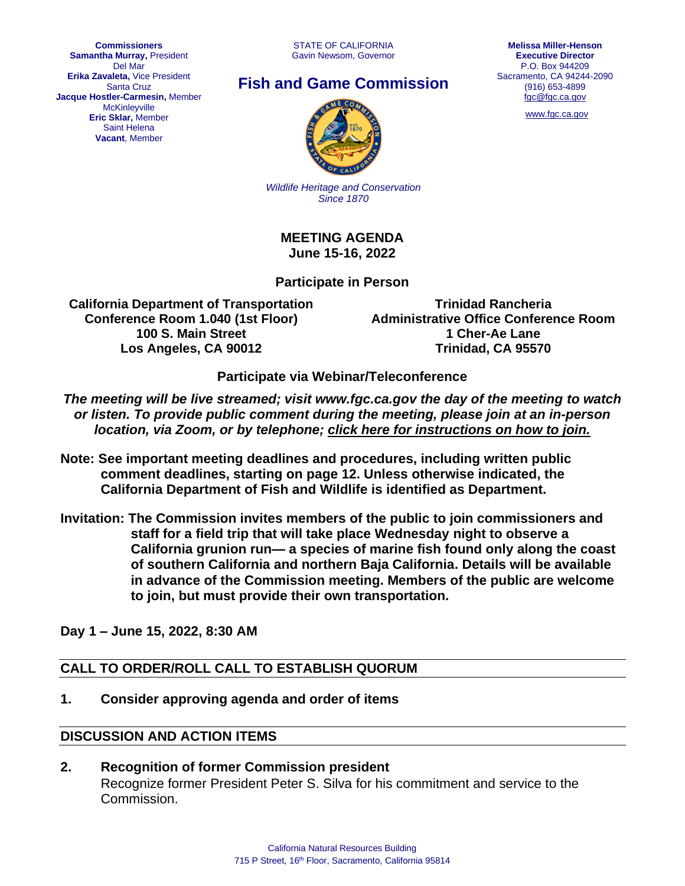**Commissioners**
**Samantha Murray,** President
Del Mar
**Erika Zavaleta,** Vice President
Santa Cruz
**Jacque Hostler-Carmesin,** Member
McKinleyville
**Eric Sklar,** Member
Saint Helena
**Vacant**, Member

STATE OF CALIFORNIA
Gavin Newsom, Governor

# Fish and Game Commission

*Wildlife Heritage and Conservation*
*Since 1870*

**Melissa Miller-Henson**
**Executive Director**
P.O. Box 944209
Sacramento, CA 94244-2090
(916) 653-4899
fgc@fgc.ca.gov

www.fgc.ca.gov

## MEETING AGENDA
## June 15-16, 2022

### Participate in Person

**California Department of Transportation**
**Conference Room 1.040 (1st Floor)**
**100 S. Main Street**
**Los Angeles, CA 90012**

**Trinidad Rancheria**
**Administrative Office Conference Room**
**1 Cher-Ae Lane**
**Trinidad, CA 95570**

### Participate via Webinar/Teleconference

***The meeting will be live streamed; visit www.fgc.ca.gov the day of the meeting to watch or listen. To provide public comment during the meeting, please join at an in-person location, via Zoom, or by telephone; click here for instructions on how to join.***

**Note: See important meeting deadlines and procedures, including written public comment deadlines, starting on page 12. Unless otherwise indicated, the California Department of Fish and Wildlife is identified as Department.**

**Invitation: The Commission invites members of the public to join commissioners and staff for a field trip that will take place Wednesday night to observe a California grunion run— a species of marine fish found only along the coast of southern California and northern Baja California. Details will be available in advance of the Commission meeting. Members of the public are welcome to join, but must provide their own transportation.**

**Day 1 – June 15, 2022, 8:30 AM**

## CALL TO ORDER/ROLL CALL TO ESTABLISH QUORUM

**1. Consider approving agenda and order of items**

## DISCUSSION AND ACTION ITEMS

**2. Recognition of former Commission president**
Recognize former President Peter S. Silva for his commitment and service to the Commission.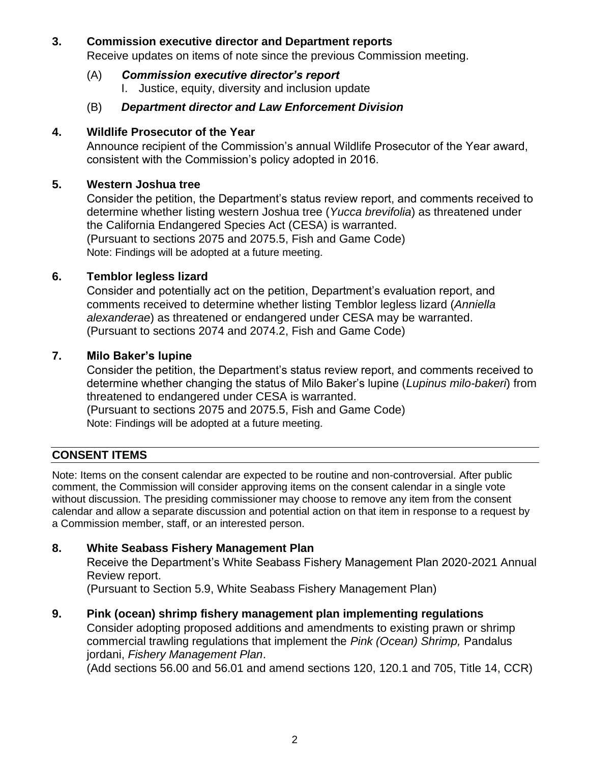### 3. Commission executive director and Department reports

Receive updates on items of note since the previous Commission meeting.

(A) ***Commission executive director's report***

I. Justice, equity, diversity and inclusion update

(B) ***Department director and Law Enforcement Division***

### 4. Wildlife Prosecutor of the Year

Announce recipient of the Commission's annual Wildlife Prosecutor of the Year award, consistent with the Commission's policy adopted in 2016.

### 5. Western Joshua tree

Consider the petition, the Department's status review report, and comments received to determine whether listing western Joshua tree (*Yucca brevifolia*) as threatened under the California Endangered Species Act (CESA) is warranted.
(Pursuant to sections 2075 and 2075.5, Fish and Game Code)
Note: Findings will be adopted at a future meeting.

### 6. Temblor legless lizard

Consider and potentially act on the petition, Department's evaluation report, and comments received to determine whether listing Temblor legless lizard (*Anniella alexanderae*) as threatened or endangered under CESA may be warranted.
(Pursuant to sections 2074 and 2074.2, Fish and Game Code)

### 7. Milo Baker's lupine

Consider the petition, the Department's status review report, and comments received to determine whether changing the status of Milo Baker's lupine (*Lupinus milo-bakeri*) from threatened to endangered under CESA is warranted.
(Pursuant to sections 2075 and 2075.5, Fish and Game Code)
Note: Findings will be adopted at a future meeting.

## CONSENT ITEMS

Note: Items on the consent calendar are expected to be routine and non-controversial. After public comment, the Commission will consider approving items on the consent calendar in a single vote without discussion. The presiding commissioner may choose to remove any item from the consent calendar and allow a separate discussion and potential action on that item in response to a request by a Commission member, staff, or an interested person.

### 8. White Seabass Fishery Management Plan

Receive the Department's White Seabass Fishery Management Plan 2020-2021 Annual Review report.
(Pursuant to Section 5.9, White Seabass Fishery Management Plan)

### 9. Pink (ocean) shrimp fishery management plan implementing regulations

Consider adopting proposed additions and amendments to existing prawn or shrimp commercial trawling regulations that implement the *Pink (Ocean) Shrimp,* Pandalus jordani, *Fishery Management Plan*.
(Add sections 56.00 and 56.01 and amend sections 120, 120.1 and 705, Title 14, CCR)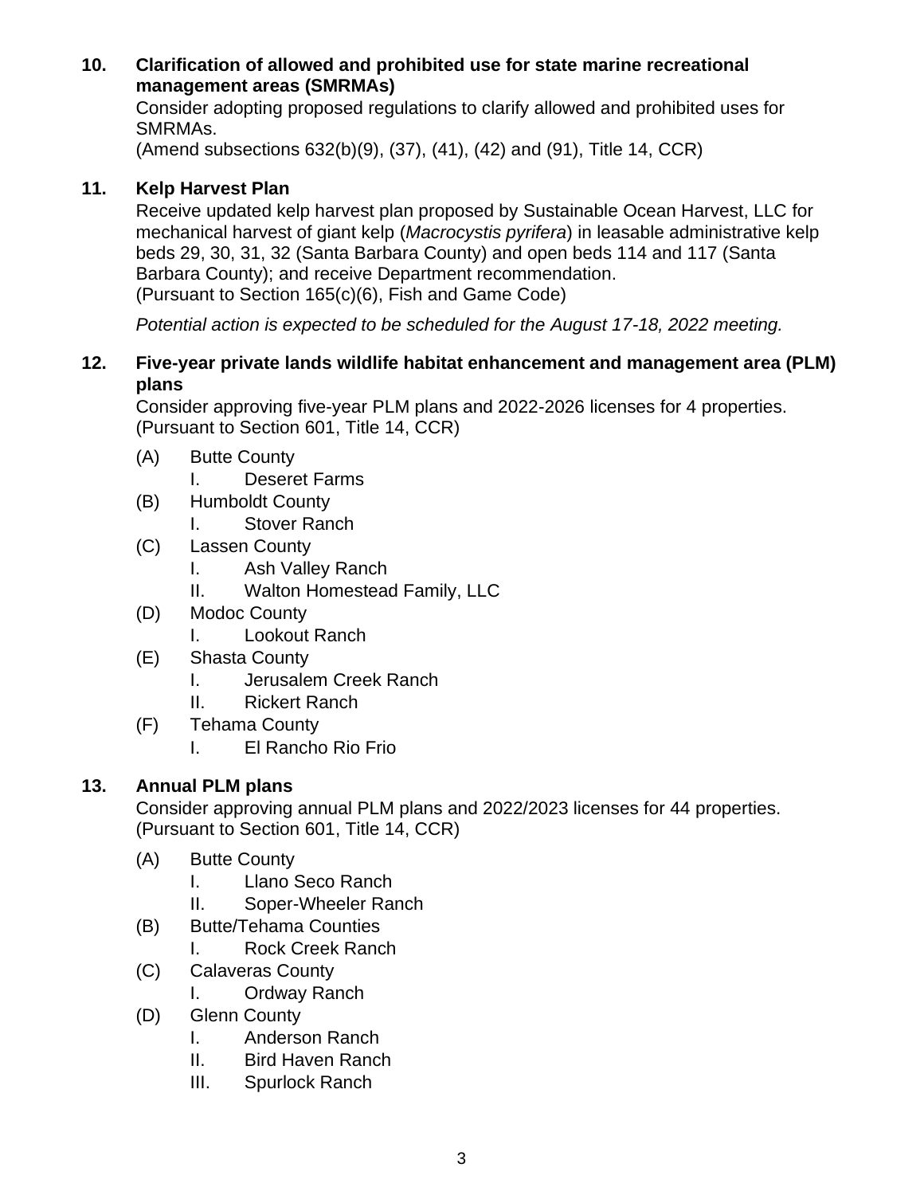**10. Clarification of allowed and prohibited use for state marine recreational management areas (SMRMAs)**

Consider adopting proposed regulations to clarify allowed and prohibited uses for SMRMAs.
(Amend subsections 632(b)(9), (37), (41), (42) and (91), Title 14, CCR)

**11. Kelp Harvest Plan**

Receive updated kelp harvest plan proposed by Sustainable Ocean Harvest, LLC for mechanical harvest of giant kelp (*Macrocystis pyrifera*) in leasable administrative kelp beds 29, 30, 31, 32 (Santa Barbara County) and open beds 114 and 117 (Santa Barbara County); and receive Department recommendation.
(Pursuant to Section 165(c)(6), Fish and Game Code)

*Potential action is expected to be scheduled for the August 17-18, 2022 meeting.*

**12. Five-year private lands wildlife habitat enhancement and management area (PLM) plans**

Consider approving five-year PLM plans and 2022-2026 licenses for 4 properties.
(Pursuant to Section 601, Title 14, CCR)

- (A) Butte County
  - I. Deseret Farms
- (B) Humboldt County
  - I. Stover Ranch
- (C) Lassen County
  - I. Ash Valley Ranch
  - II. Walton Homestead Family, LLC
- (D) Modoc County
  - I. Lookout Ranch
- (E) Shasta County
  - I. Jerusalem Creek Ranch
  - II. Rickert Ranch
- (F) Tehama County
  - I. El Rancho Rio Frio

**13. Annual PLM plans**

Consider approving annual PLM plans and 2022/2023 licenses for 44 properties.
(Pursuant to Section 601, Title 14, CCR)

- (A) Butte County
  - I. Llano Seco Ranch
  - II. Soper-Wheeler Ranch
- (B) Butte/Tehama Counties
  - I. Rock Creek Ranch
- (C) Calaveras County
  - I. Ordway Ranch
- (D) Glenn County
  - I. Anderson Ranch
  - II. Bird Haven Ranch
  - III. Spurlock Ranch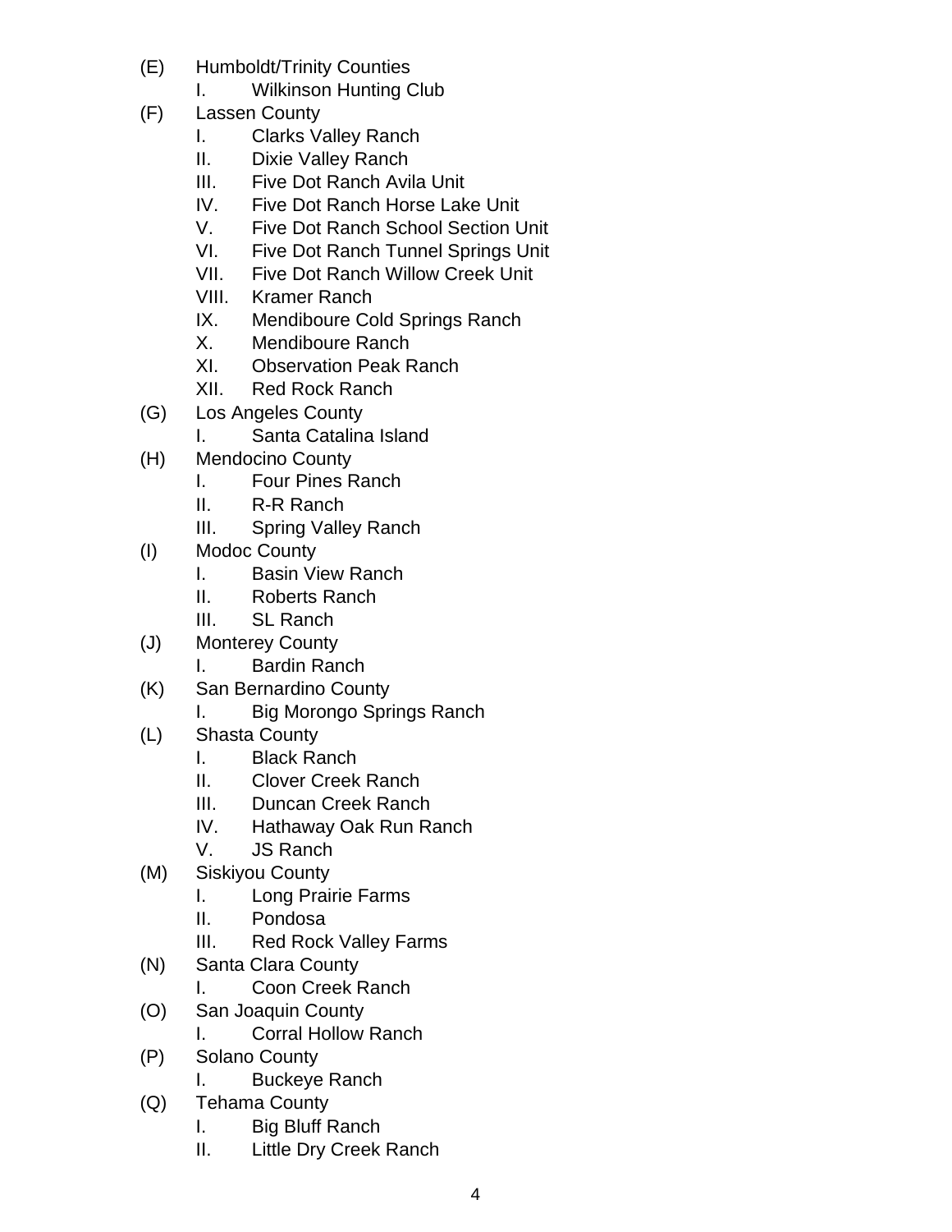- (E) Humboldt/Trinity Counties
  - I. Wilkinson Hunting Club
- (F) Lassen County
  - I. Clarks Valley Ranch
  - II. Dixie Valley Ranch
  - III. Five Dot Ranch Avila Unit
  - IV. Five Dot Ranch Horse Lake Unit
  - V. Five Dot Ranch School Section Unit
  - VI. Five Dot Ranch Tunnel Springs Unit
  - VII. Five Dot Ranch Willow Creek Unit
  - VIII. Kramer Ranch
  - IX. Mendiboure Cold Springs Ranch
  - X. Mendiboure Ranch
  - XI. Observation Peak Ranch
  - XII. Red Rock Ranch
- (G) Los Angeles County
  - I. Santa Catalina Island
- (H) Mendocino County
  - I. Four Pines Ranch
  - II. R-R Ranch
  - III. Spring Valley Ranch
- (I) Modoc County
  - I. Basin View Ranch
  - II. Roberts Ranch
  - III. SL Ranch
- (J) Monterey County
  - I. Bardin Ranch
- (K) San Bernardino County
  - I. Big Morongo Springs Ranch
- (L) Shasta County
  - I. Black Ranch
  - II. Clover Creek Ranch
  - III. Duncan Creek Ranch
  - IV. Hathaway Oak Run Ranch
  - V. JS Ranch
- (M) Siskiyou County
  - I. Long Prairie Farms
  - II. Pondosa
  - III. Red Rock Valley Farms
- (N) Santa Clara County
  - I. Coon Creek Ranch
- (O) San Joaquin County
  - I. Corral Hollow Ranch
- (P) Solano County
  - I. Buckeye Ranch
- (Q) Tehama County
  - I. Big Bluff Ranch
  - II. Little Dry Creek Ranch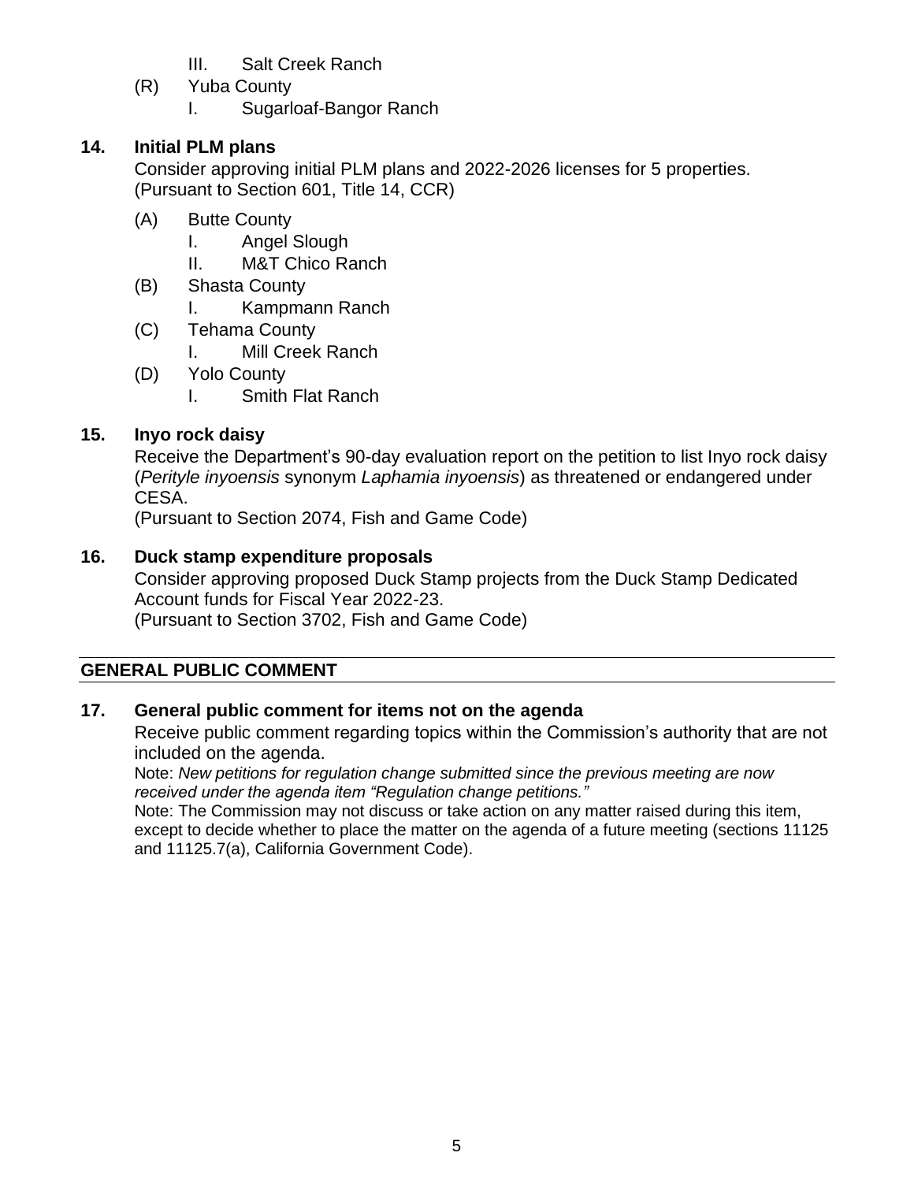III. Salt Creek Ranch
(R) Yuba County
    I. Sugarloaf-Bangor Ranch

**14. Initial PLM plans**

Consider approving initial PLM plans and 2022-2026 licenses for 5 properties.
(Pursuant to Section 601, Title 14, CCR)

(A) Butte County
    I. Angel Slough
    II. M&T Chico Ranch
(B) Shasta County
    I. Kampmann Ranch
(C) Tehama County
    I. Mill Creek Ranch
(D) Yolo County
    I. Smith Flat Ranch

**15. Inyo rock daisy**

Receive the Department's 90-day evaluation report on the petition to list Inyo rock daisy (*Perityle inyoensis* synonym *Laphamia inyoensis*) as threatened or endangered under CESA.
(Pursuant to Section 2074, Fish and Game Code)

**16. Duck stamp expenditure proposals**

Consider approving proposed Duck Stamp projects from the Duck Stamp Dedicated Account funds for Fiscal Year 2022-23.
(Pursuant to Section 3702, Fish and Game Code)

## GENERAL PUBLIC COMMENT

**17. General public comment for items not on the agenda**

Receive public comment regarding topics within the Commission's authority that are not included on the agenda.

Note: *New petitions for regulation change submitted since the previous meeting are now received under the agenda item "Regulation change petitions."*

Note: The Commission may not discuss or take action on any matter raised during this item, except to decide whether to place the matter on the agenda of a future meeting (sections 11125 and 11125.7(a), California Government Code).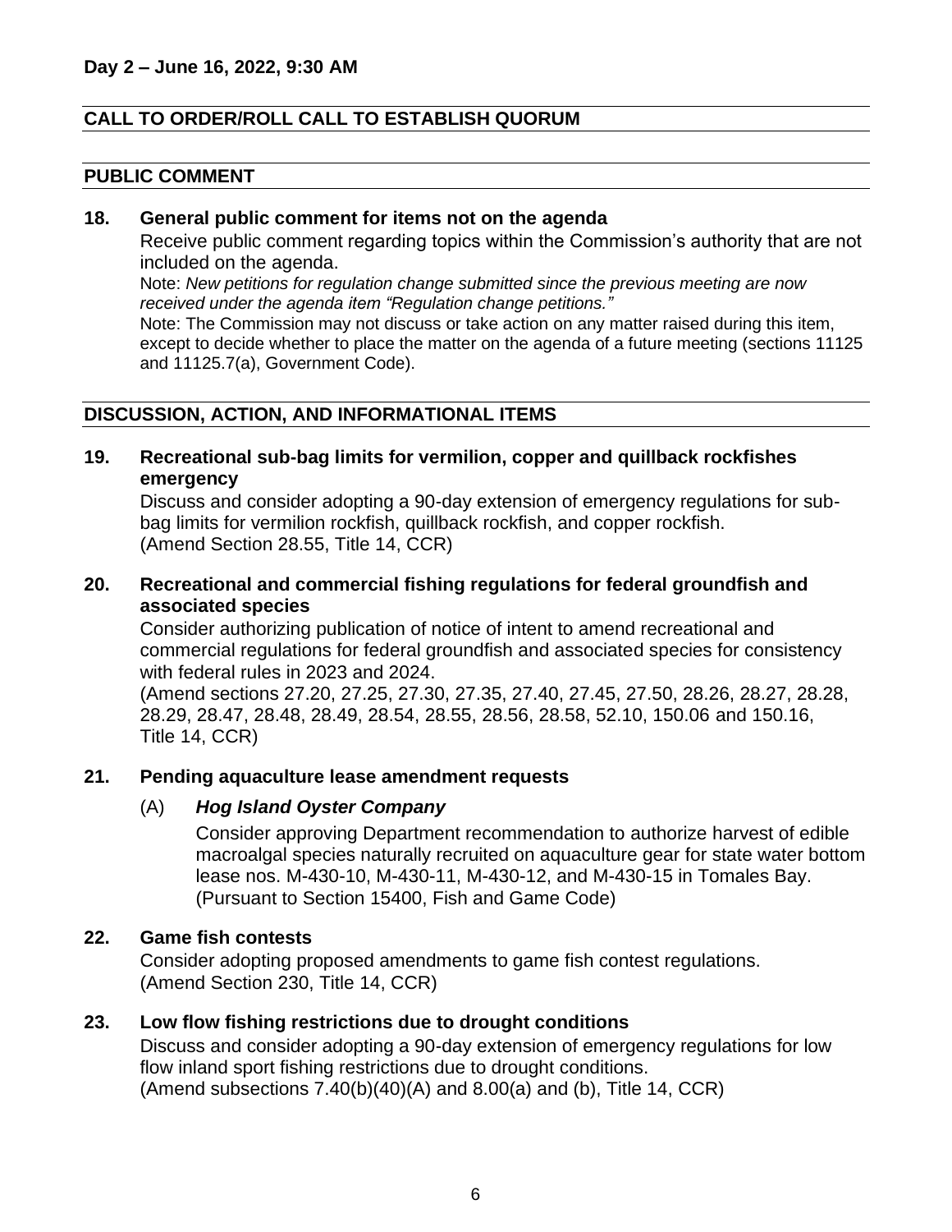**Day 2 – June 16, 2022, 9:30 AM**

## CALL TO ORDER/ROLL CALL TO ESTABLISH QUORUM

## PUBLIC COMMENT

### 18. General public comment for items not on the agenda

Receive public comment regarding topics within the Commission's authority that are not included on the agenda.

Note: *New petitions for regulation change submitted since the previous meeting are now received under the agenda item "Regulation change petitions."*

Note: The Commission may not discuss or take action on any matter raised during this item, except to decide whether to place the matter on the agenda of a future meeting (sections 11125 and 11125.7(a), Government Code).

## DISCUSSION, ACTION, AND INFORMATIONAL ITEMS

### 19. Recreational sub-bag limits for vermilion, copper and quillback rockfishes emergency

Discuss and consider adopting a 90-day extension of emergency regulations for sub-bag limits for vermilion rockfish, quillback rockfish, and copper rockfish.
(Amend Section 28.55, Title 14, CCR)

### 20. Recreational and commercial fishing regulations for federal groundfish and associated species

Consider authorizing publication of notice of intent to amend recreational and commercial regulations for federal groundfish and associated species for consistency with federal rules in 2023 and 2024.
(Amend sections 27.20, 27.25, 27.30, 27.35, 27.40, 27.45, 27.50, 28.26, 28.27, 28.28, 28.29, 28.47, 28.48, 28.49, 28.54, 28.55, 28.56, 28.58, 52.10, 150.06 and 150.16, Title 14, CCR)

### 21. Pending aquaculture lease amendment requests

(A) ***Hog Island Oyster Company***

Consider approving Department recommendation to authorize harvest of edible macroalgal species naturally recruited on aquaculture gear for state water bottom lease nos. M-430-10, M-430-11, M-430-12, and M-430-15 in Tomales Bay.
(Pursuant to Section 15400, Fish and Game Code)

### 22. Game fish contests

Consider adopting proposed amendments to game fish contest regulations.
(Amend Section 230, Title 14, CCR)

### 23. Low flow fishing restrictions due to drought conditions

Discuss and consider adopting a 90-day extension of emergency regulations for low flow inland sport fishing restrictions due to drought conditions.
(Amend subsections 7.40(b)(40)(A) and 8.00(a) and (b), Title 14, CCR)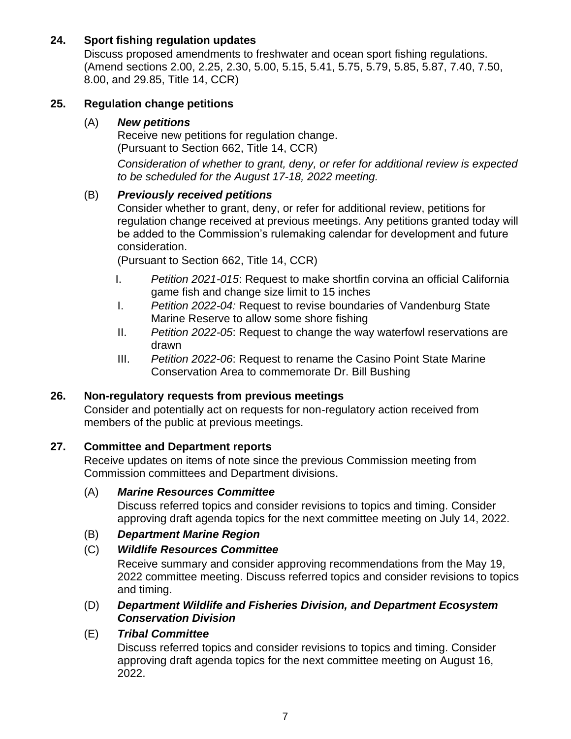**24. Sport fishing regulation updates**

Discuss proposed amendments to freshwater and ocean sport fishing regulations. (Amend sections 2.00, 2.25, 2.30, 5.00, 5.15, 5.41, 5.75, 5.79, 5.85, 5.87, 7.40, 7.50, 8.00, and 29.85, Title 14, CCR)

**25. Regulation change petitions**

(A) ***New petitions***

Receive new petitions for regulation change.
(Pursuant to Section 662, Title 14, CCR)

*Consideration of whether to grant, deny, or refer for additional review is expected to be scheduled for the August 17-18, 2022 meeting.*

(B) ***Previously received petitions***

Consider whether to grant, deny, or refer for additional review, petitions for regulation change received at previous meetings. Any petitions granted today will be added to the Commission's rulemaking calendar for development and future consideration.
(Pursuant to Section 662, Title 14, CCR)

I. *Petition 2021-015*: Request to make shortfin corvina an official California game fish and change size limit to 15 inches

I. *Petition 2022-04:* Request to revise boundaries of Vandenburg State Marine Reserve to allow some shore fishing

II. *Petition 2022-05*: Request to change the way waterfowl reservations are drawn

III. *Petition 2022-06*: Request to rename the Casino Point State Marine Conservation Area to commemorate Dr. Bill Bushing

**26. Non-regulatory requests from previous meetings**

Consider and potentially act on requests for non-regulatory action received from members of the public at previous meetings.

**27. Committee and Department reports**

Receive updates on items of note since the previous Commission meeting from Commission committees and Department divisions.

(A) ***Marine Resources Committee***

Discuss referred topics and consider revisions to topics and timing. Consider approving draft agenda topics for the next committee meeting on July 14, 2022.

(B) ***Department Marine Region***

(C) ***Wildlife Resources Committee***

Receive summary and consider approving recommendations from the May 19, 2022 committee meeting. Discuss referred topics and consider revisions to topics and timing.

(D) ***Department Wildlife and Fisheries Division, and Department Ecosystem Conservation Division***

(E) ***Tribal Committee***

Discuss referred topics and consider revisions to topics and timing. Consider approving draft agenda topics for the next committee meeting on August 16, 2022.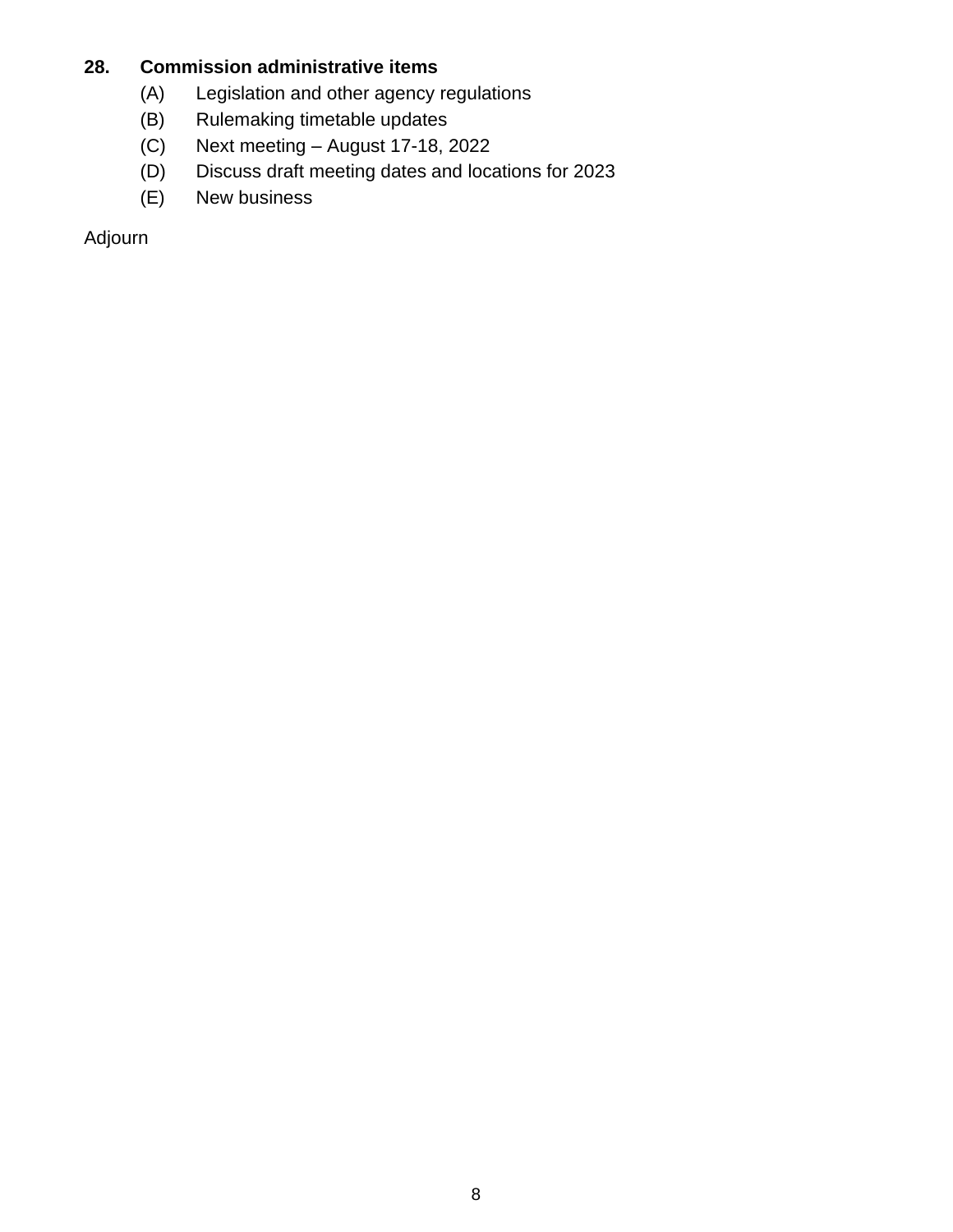**28. Commission administrative items**

(A) Legislation and other agency regulations

(B) Rulemaking timetable updates

(C) Next meeting – August 17-18, 2022

(D) Discuss draft meeting dates and locations for 2023

(E) New business

Adjourn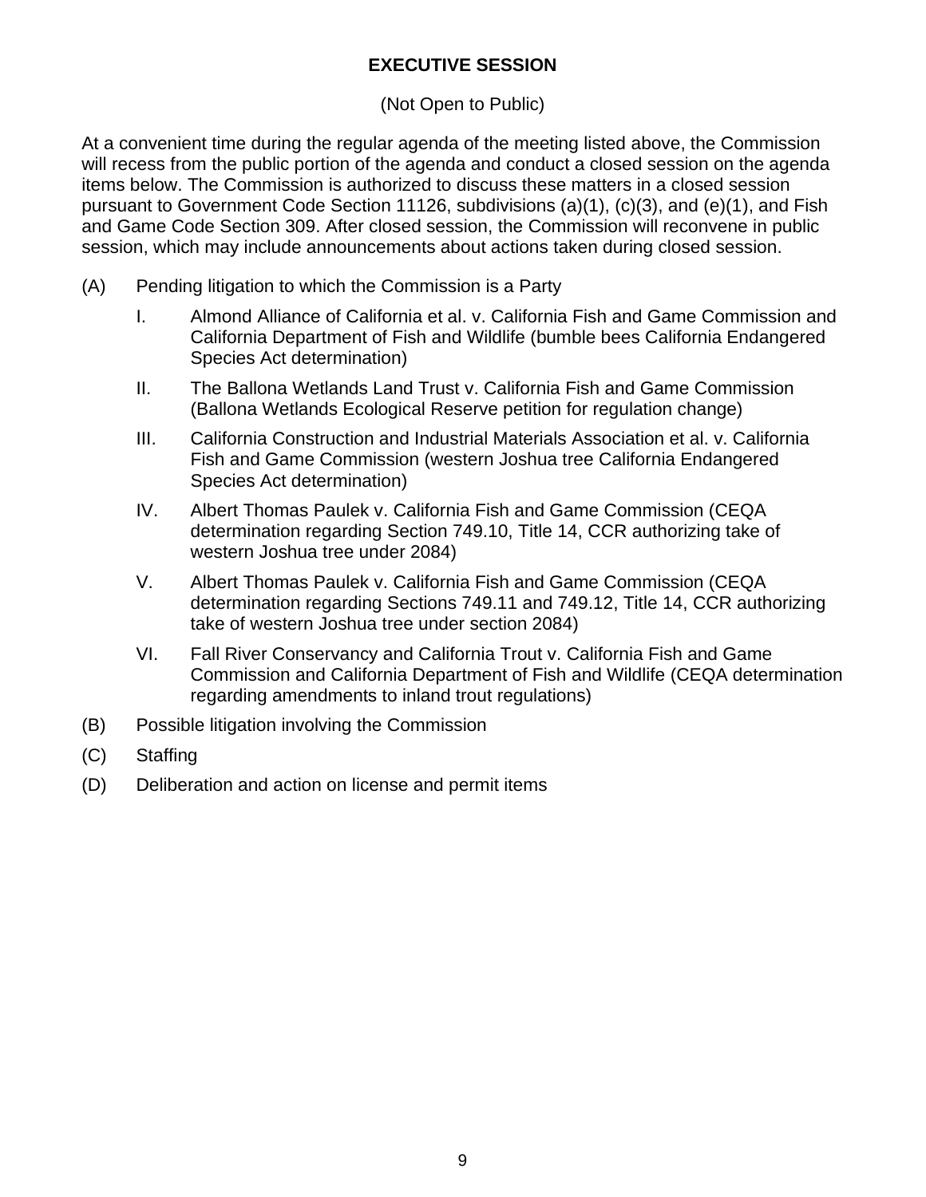## EXECUTIVE SESSION

(Not Open to Public)

At a convenient time during the regular agenda of the meeting listed above, the Commission will recess from the public portion of the agenda and conduct a closed session on the agenda items below. The Commission is authorized to discuss these matters in a closed session pursuant to Government Code Section 11126, subdivisions (a)(1), (c)(3), and (e)(1), and Fish and Game Code Section 309. After closed session, the Commission will reconvene in public session, which may include announcements about actions taken during closed session.

(A) Pending litigation to which the Commission is a Party

   I. Almond Alliance of California et al. v. California Fish and Game Commission and California Department of Fish and Wildlife (bumble bees California Endangered Species Act determination)

   II. The Ballona Wetlands Land Trust v. California Fish and Game Commission (Ballona Wetlands Ecological Reserve petition for regulation change)

   III. California Construction and Industrial Materials Association et al. v. California Fish and Game Commission (western Joshua tree California Endangered Species Act determination)

   IV. Albert Thomas Paulek v. California Fish and Game Commission (CEQA determination regarding Section 749.10, Title 14, CCR authorizing take of western Joshua tree under 2084)

   V. Albert Thomas Paulek v. California Fish and Game Commission (CEQA determination regarding Sections 749.11 and 749.12, Title 14, CCR authorizing take of western Joshua tree under section 2084)

   VI. Fall River Conservancy and California Trout v. California Fish and Game Commission and California Department of Fish and Wildlife (CEQA determination regarding amendments to inland trout regulations)

(B) Possible litigation involving the Commission

(C) Staffing

(D) Deliberation and action on license and permit items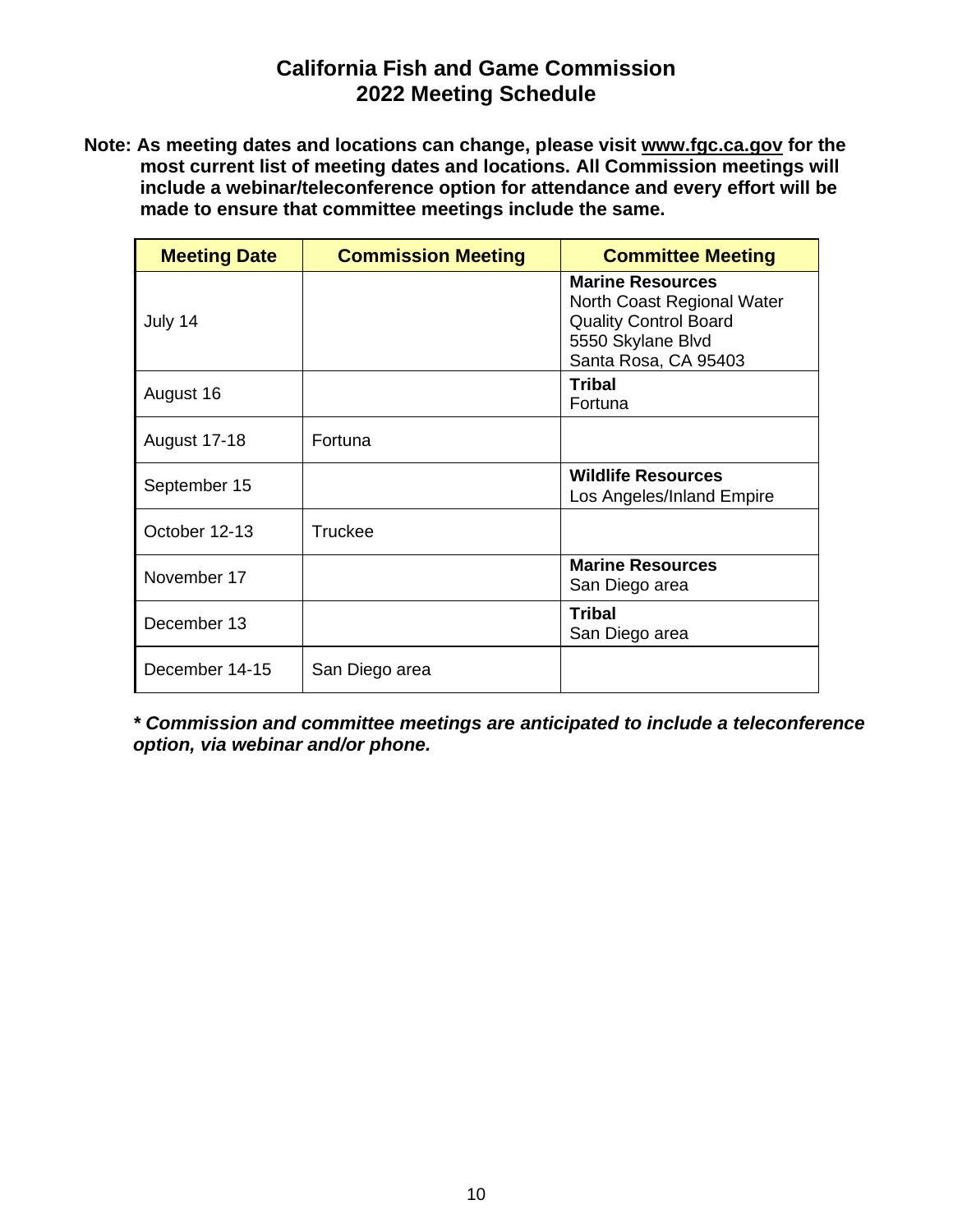# California Fish and Game Commission
# 2022 Meeting Schedule

**Note: As meeting dates and locations can change, please visit www.fgc.ca.gov for the most current list of meeting dates and locations. All Commission meetings will include a webinar/teleconference option for attendance and every effort will be made to ensure that committee meetings include the same.**

| Meeting Date | Commission Meeting | Committee Meeting |
|---|---|---|
| July 14 | | **Marine Resources**<br>North Coast Regional Water Quality Control Board<br>5550 Skylane Blvd<br>Santa Rosa, CA 95403 |
| August 16 | | **Tribal**<br>Fortuna |
| August 17-18 | Fortuna | |
| September 15 | | **Wildlife Resources**<br>Los Angeles/Inland Empire |
| October 12-13 | Truckee | |
| November 17 | | **Marine Resources**<br>San Diego area |
| December 13 | | **Tribal**<br>San Diego area |
| December 14-15 | San Diego area | |

***\* Commission and committee meetings are anticipated to include a teleconference option, via webinar and/or phone.***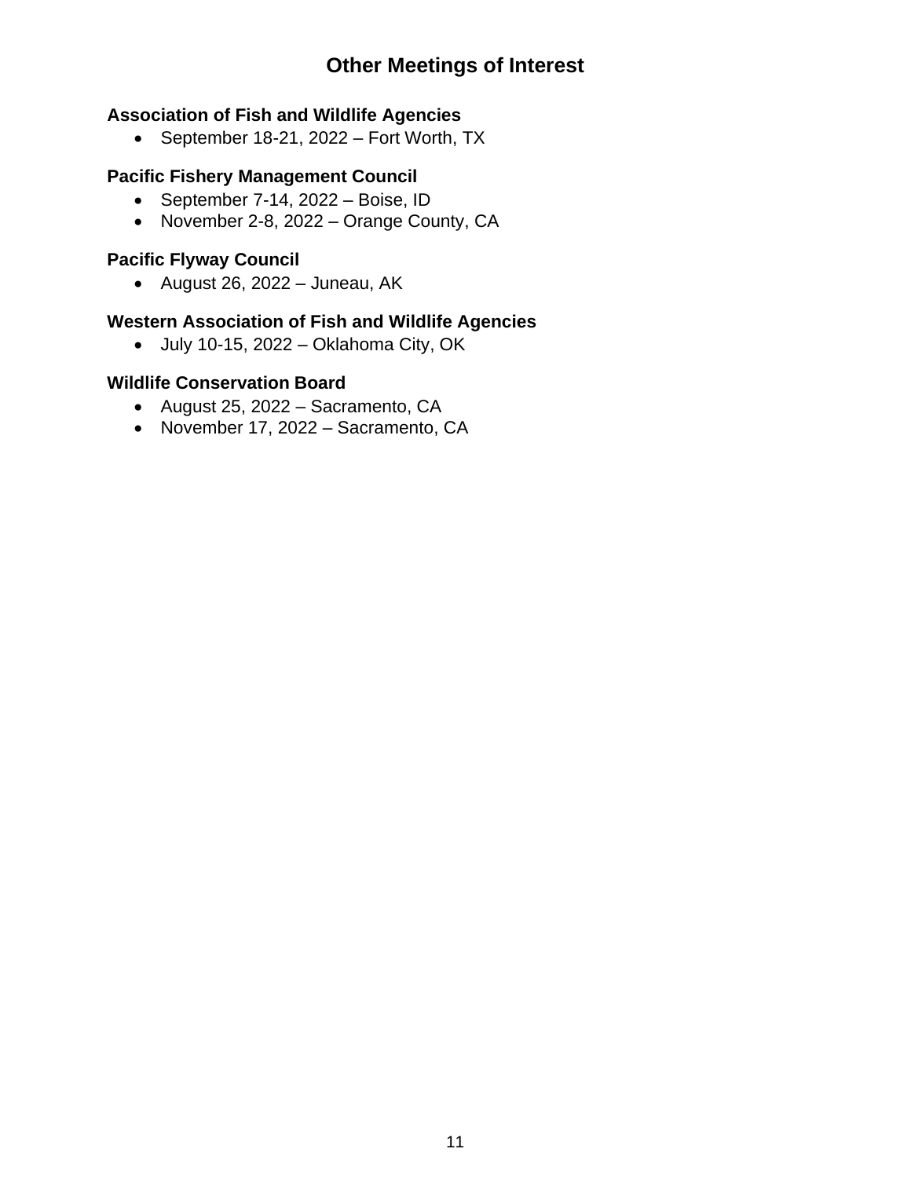# Other Meetings of Interest

**Association of Fish and Wildlife Agencies**

- September 18-21, 2022 – Fort Worth, TX

**Pacific Fishery Management Council**

- September 7-14, 2022 – Boise, ID
- November 2-8, 2022 – Orange County, CA

**Pacific Flyway Council**

- August 26, 2022 – Juneau, AK

**Western Association of Fish and Wildlife Agencies**

- July 10-15, 2022 – Oklahoma City, OK

**Wildlife Conservation Board**

- August 25, 2022 – Sacramento, CA
- November 17, 2022 – Sacramento, CA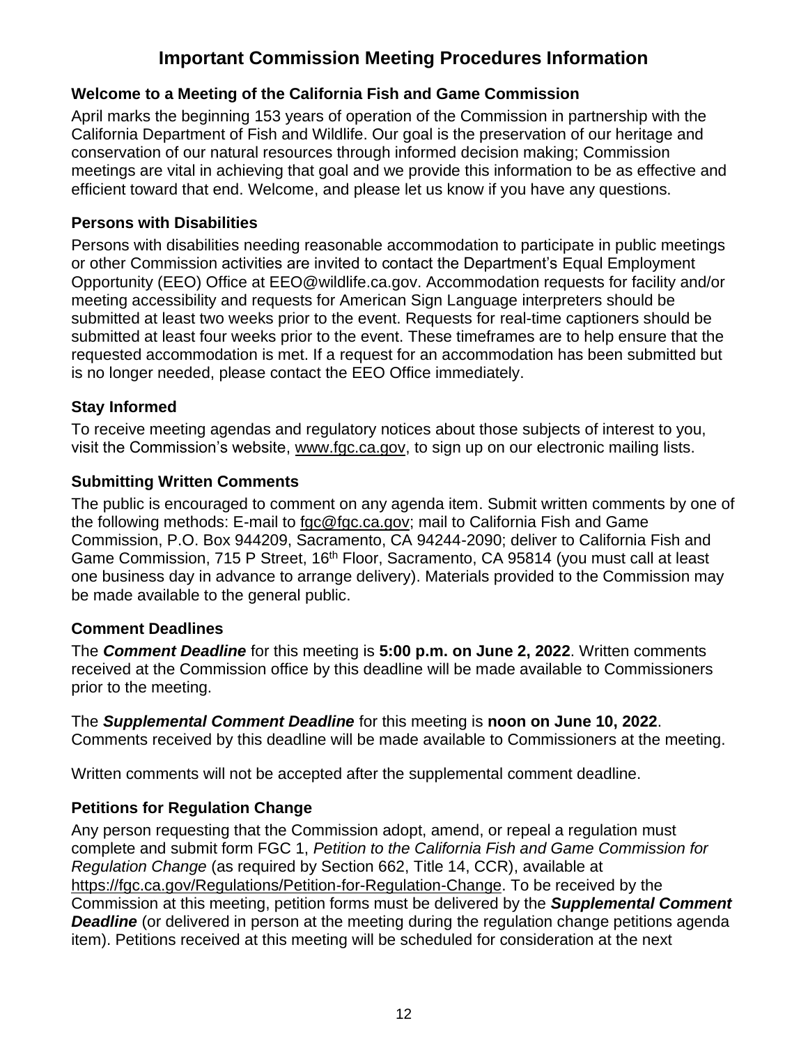# Important Commission Meeting Procedures Information

### Welcome to a Meeting of the California Fish and Game Commission

April marks the beginning 153 years of operation of the Commission in partnership with the California Department of Fish and Wildlife. Our goal is the preservation of our heritage and conservation of our natural resources through informed decision making; Commission meetings are vital in achieving that goal and we provide this information to be as effective and efficient toward that end. Welcome, and please let us know if you have any questions.

### Persons with Disabilities

Persons with disabilities needing reasonable accommodation to participate in public meetings or other Commission activities are invited to contact the Department's Equal Employment Opportunity (EEO) Office at EEO@wildlife.ca.gov. Accommodation requests for facility and/or meeting accessibility and requests for American Sign Language interpreters should be submitted at least two weeks prior to the event. Requests for real-time captioners should be submitted at least four weeks prior to the event. These timeframes are to help ensure that the requested accommodation is met. If a request for an accommodation has been submitted but is no longer needed, please contact the EEO Office immediately.

### Stay Informed

To receive meeting agendas and regulatory notices about those subjects of interest to you, visit the Commission's website, www.fgc.ca.gov, to sign up on our electronic mailing lists.

### Submitting Written Comments

The public is encouraged to comment on any agenda item. Submit written comments by one of the following methods: E-mail to fgc@fgc.ca.gov; mail to California Fish and Game Commission, P.O. Box 944209, Sacramento, CA 94244-2090; deliver to California Fish and Game Commission, 715 P Street, 16th Floor, Sacramento, CA 95814 (you must call at least one business day in advance to arrange delivery). Materials provided to the Commission may be made available to the general public.

### Comment Deadlines

The ***Comment Deadline*** for this meeting is **5:00 p.m. on June 2, 2022**. Written comments received at the Commission office by this deadline will be made available to Commissioners prior to the meeting.

The ***Supplemental Comment Deadline*** for this meeting is **noon on June 10, 2022**. Comments received by this deadline will be made available to Commissioners at the meeting.

Written comments will not be accepted after the supplemental comment deadline.

### Petitions for Regulation Change

Any person requesting that the Commission adopt, amend, or repeal a regulation must complete and submit form FGC 1, *Petition to the California Fish and Game Commission for Regulation Change* (as required by Section 662, Title 14, CCR), available at https://fgc.ca.gov/Regulations/Petition-for-Regulation-Change. To be received by the Commission at this meeting, petition forms must be delivered by the ***Supplemental Comment Deadline*** (or delivered in person at the meeting during the regulation change petitions agenda item). Petitions received at this meeting will be scheduled for consideration at the next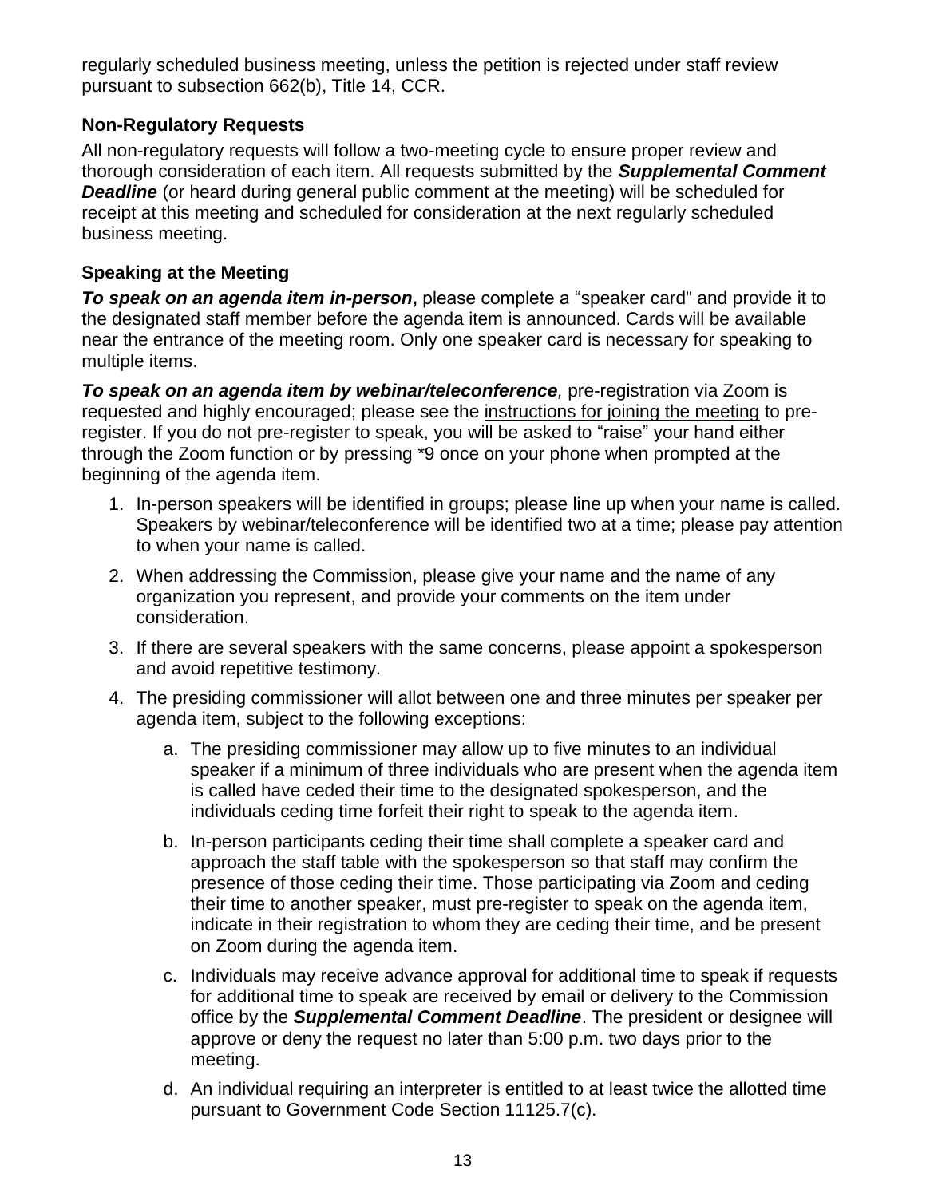regularly scheduled business meeting, unless the petition is rejected under staff review pursuant to subsection 662(b), Title 14, CCR.

### Non-Regulatory Requests

All non-regulatory requests will follow a two-meeting cycle to ensure proper review and thorough consideration of each item. All requests submitted by the ***Supplemental Comment Deadline*** (or heard during general public comment at the meeting) will be scheduled for receipt at this meeting and scheduled for consideration at the next regularly scheduled business meeting.

### Speaking at the Meeting

***To speak on an agenda item in-person*****,** please complete a "speaker card" and provide it to the designated staff member before the agenda item is announced. Cards will be available near the entrance of the meeting room. Only one speaker card is necessary for speaking to multiple items.

***To speak on an agenda item by webinar/teleconference****,* pre-registration via Zoom is requested and highly encouraged; please see the instructions for joining the meeting to pre-register. If you do not pre-register to speak, you will be asked to "raise" your hand either through the Zoom function or by pressing *9 once on your phone when prompted at the beginning of the agenda item.

1. In-person speakers will be identified in groups; please line up when your name is called. Speakers by webinar/teleconference will be identified two at a time; please pay attention to when your name is called.
2. When addressing the Commission, please give your name and the name of any organization you represent, and provide your comments on the item under consideration.
3. If there are several speakers with the same concerns, please appoint a spokesperson and avoid repetitive testimony.
4. The presiding commissioner will allot between one and three minutes per speaker per agenda item, subject to the following exceptions:
   a. The presiding commissioner may allow up to five minutes to an individual speaker if a minimum of three individuals who are present when the agenda item is called have ceded their time to the designated spokesperson, and the individuals ceding time forfeit their right to speak to the agenda item.
   b. In-person participants ceding their time shall complete a speaker card and approach the staff table with the spokesperson so that staff may confirm the presence of those ceding their time. Those participating via Zoom and ceding their time to another speaker, must pre-register to speak on the agenda item, indicate in their registration to whom they are ceding their time, and be present on Zoom during the agenda item.
   c. Individuals may receive advance approval for additional time to speak if requests for additional time to speak are received by email or delivery to the Commission office by the ***Supplemental Comment Deadline***. The president or designee will approve or deny the request no later than 5:00 p.m. two days prior to the meeting.
   d. An individual requiring an interpreter is entitled to at least twice the allotted time pursuant to Government Code Section 11125.7(c).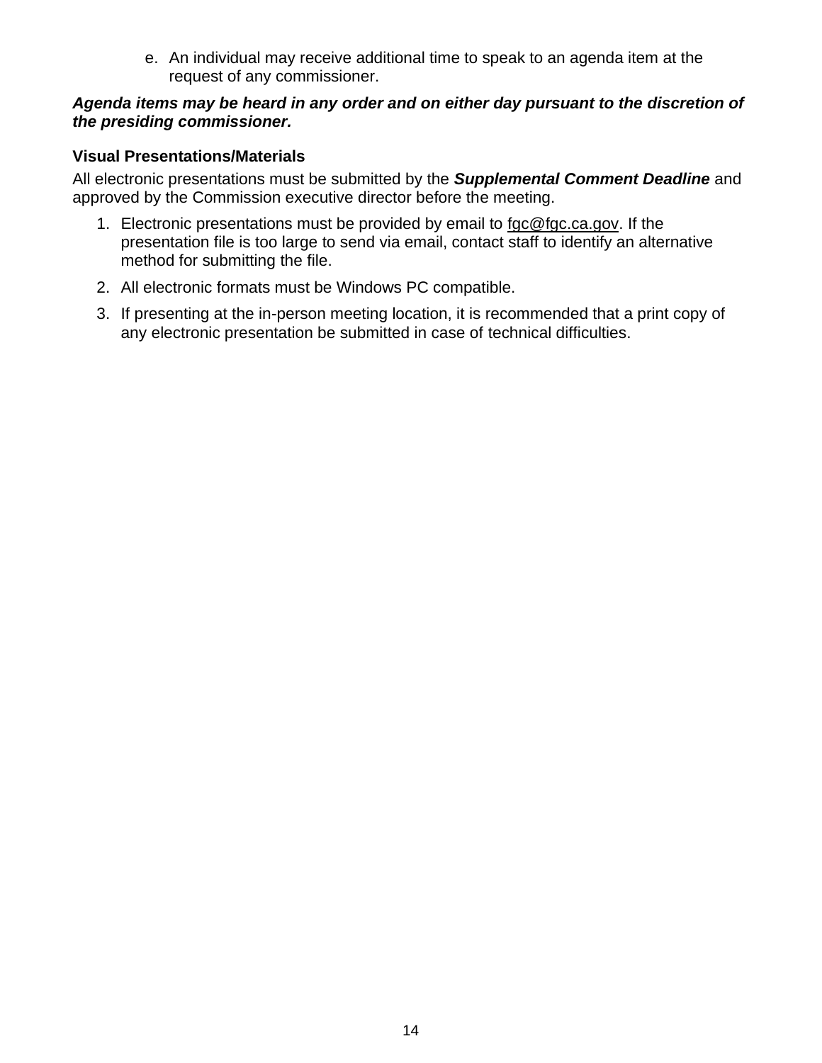e. An individual may receive additional time to speak to an agenda item at the request of any commissioner.

***Agenda items may be heard in any order and on either day pursuant to the discretion of the presiding commissioner.***

### Visual Presentations/Materials

All electronic presentations must be submitted by the ***Supplemental Comment Deadline*** and approved by the Commission executive director before the meeting.

1. Electronic presentations must be provided by email to fgc@fgc.ca.gov. If the presentation file is too large to send via email, contact staff to identify an alternative method for submitting the file.
2. All electronic formats must be Windows PC compatible.
3. If presenting at the in-person meeting location, it is recommended that a print copy of any electronic presentation be submitted in case of technical difficulties.